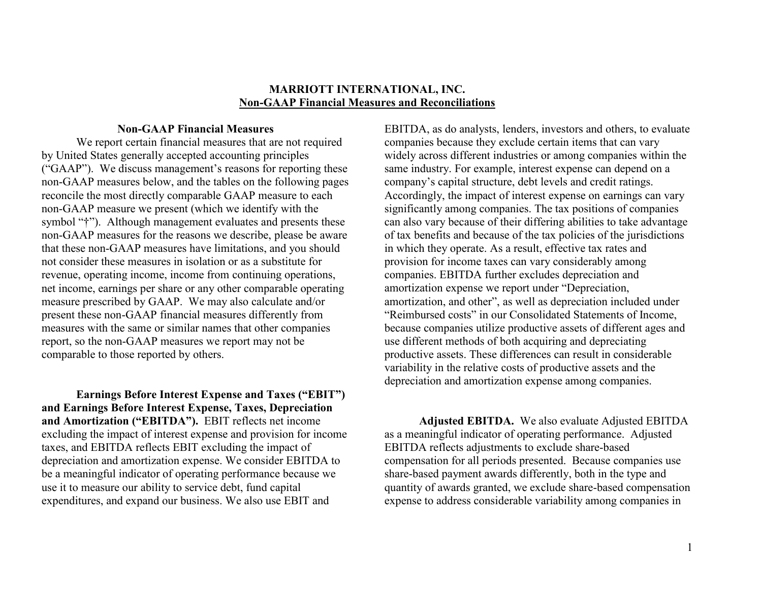# MARRIOTT INTERNATIONAL, INC.
## Non-GAAP Financial Measures and Reconciliations

### Non-GAAP Financial Measures

We report certain financial measures that are not required by United States generally accepted accounting principles ("GAAP"). We discuss management's reasons for reporting these non-GAAP measures below, and the tables on the following pages reconcile the most directly comparable GAAP measure to each non-GAAP measure we present (which we identify with the symbol "†"). Although management evaluates and presents these non-GAAP measures for the reasons we describe, please be aware that these non-GAAP measures have limitations, and you should not consider these measures in isolation or as a substitute for revenue, operating income, income from continuing operations, net income, earnings per share or any other comparable operating measure prescribed by GAAP. We may also calculate and/or present these non-GAAP financial measures differently from measures with the same or similar names that other companies report, so the non-GAAP measures we report may not be comparable to those reported by others.

**Earnings Before Interest Expense and Taxes ("EBIT") and Earnings Before Interest Expense, Taxes, Depreciation and Amortization ("EBITDA").** EBIT reflects net income excluding the impact of interest expense and provision for income taxes, and EBITDA reflects EBIT excluding the impact of depreciation and amortization expense. We consider EBITDA to be a meaningful indicator of operating performance because we use it to measure our ability to service debt, fund capital expenditures, and expand our business. We also use EBIT and EBITDA, as do analysts, lenders, investors and others, to evaluate companies because they exclude certain items that can vary widely across different industries or among companies within the same industry. For example, interest expense can depend on a company's capital structure, debt levels and credit ratings. Accordingly, the impact of interest expense on earnings can vary significantly among companies. The tax positions of companies can also vary because of their differing abilities to take advantage of tax benefits and because of the tax policies of the jurisdictions in which they operate. As a result, effective tax rates and provision for income taxes can vary considerably among companies. EBITDA further excludes depreciation and amortization expense we report under "Depreciation, amortization, and other", as well as depreciation included under "Reimbursed costs" in our Consolidated Statements of Income, because companies utilize productive assets of different ages and use different methods of both acquiring and depreciating productive assets. These differences can result in considerable variability in the relative costs of productive assets and the depreciation and amortization expense among companies.

**Adjusted EBITDA.** We also evaluate Adjusted EBITDA as a meaningful indicator of operating performance. Adjusted EBITDA reflects adjustments to exclude share-based compensation for all periods presented. Because companies use share-based payment awards differently, both in the type and quantity of awards granted, we exclude share-based compensation expense to address considerable variability among companies in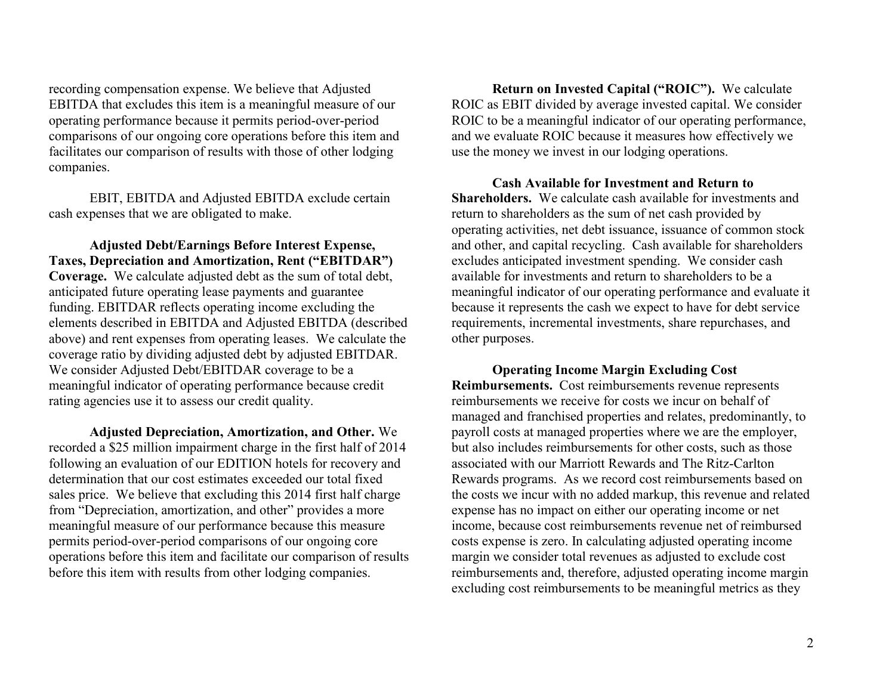recording compensation expense. We believe that Adjusted EBITDA that excludes this item is a meaningful measure of our operating performance because it permits period-over-period comparisons of our ongoing core operations before this item and facilitates our comparison of results with those of other lodging companies.

EBIT, EBITDA and Adjusted EBITDA exclude certain cash expenses that we are obligated to make.

**Adjusted Debt/Earnings Before Interest Expense, Taxes, Depreciation and Amortization, Rent ("EBITDAR") Coverage.** We calculate adjusted debt as the sum of total debt, anticipated future operating lease payments and guarantee funding. EBITDAR reflects operating income excluding the elements described in EBITDA and Adjusted EBITDA (described above) and rent expenses from operating leases. We calculate the coverage ratio by dividing adjusted debt by adjusted EBITDAR. We consider Adjusted Debt/EBITDAR coverage to be a meaningful indicator of operating performance because credit rating agencies use it to assess our credit quality.

**Adjusted Depreciation, Amortization, and Other.** We recorded a $25 million impairment charge in the first half of 2014 following an evaluation of our EDITION hotels for recovery and determination that our cost estimates exceeded our total fixed sales price. We believe that excluding this 2014 first half charge from "Depreciation, amortization, and other" provides a more meaningful measure of our performance because this measure permits period-over-period comparisons of our ongoing core operations before this item and facilitate our comparison of results before this item with results from other lodging companies.

**Return on Invested Capital ("ROIC").** We calculate ROIC as EBIT divided by average invested capital. We consider ROIC to be a meaningful indicator of our operating performance, and we evaluate ROIC because it measures how effectively we use the money we invest in our lodging operations.

**Cash Available for Investment and Return to Shareholders.** We calculate cash available for investments and return to shareholders as the sum of net cash provided by operating activities, net debt issuance, issuance of common stock and other, and capital recycling. Cash available for shareholders excludes anticipated investment spending. We consider cash available for investments and return to shareholders to be a meaningful indicator of our operating performance and evaluate it because it represents the cash we expect to have for debt service requirements, incremental investments, share repurchases, and other purposes.

**Operating Income Margin Excluding Cost Reimbursements.** Cost reimbursements revenue represents reimbursements we receive for costs we incur on behalf of managed and franchised properties and relates, predominantly, to payroll costs at managed properties where we are the employer, but also includes reimbursements for other costs, such as those associated with our Marriott Rewards and The Ritz-Carlton Rewards programs. As we record cost reimbursements based on the costs we incur with no added markup, this revenue and related expense has no impact on either our operating income or net income, because cost reimbursements revenue net of reimbursed costs expense is zero. In calculating adjusted operating income margin we consider total revenues as adjusted to exclude cost reimbursements and, therefore, adjusted operating income margin excluding cost reimbursements to be meaningful metrics as they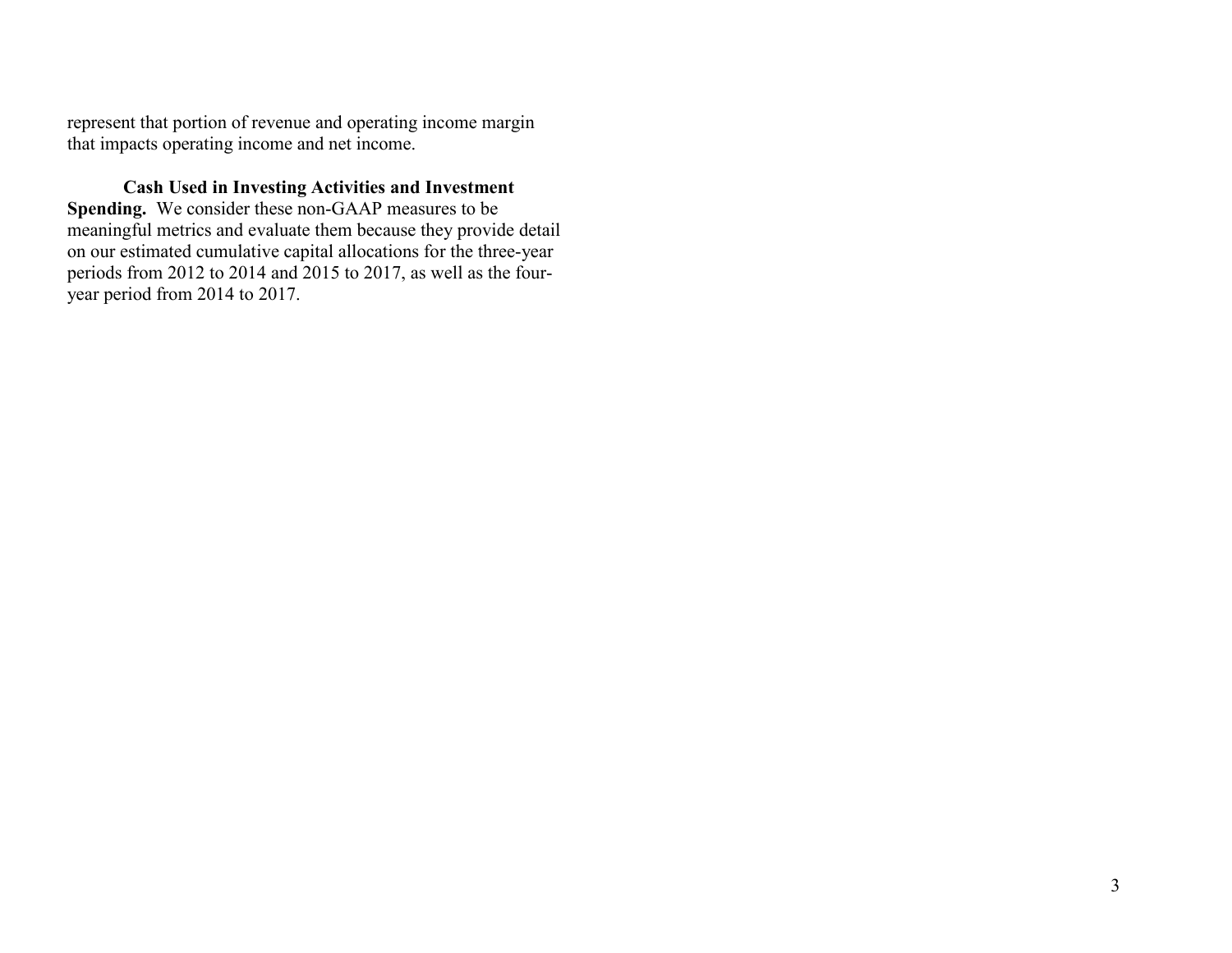represent that portion of revenue and operating income margin that impacts operating income and net income.

**Cash Used in Investing Activities and Investment Spending.** We consider these non-GAAP measures to be meaningful metrics and evaluate them because they provide detail on our estimated cumulative capital allocations for the three-year periods from 2012 to 2014 and 2015 to 2017, as well as the four-year period from 2014 to 2017.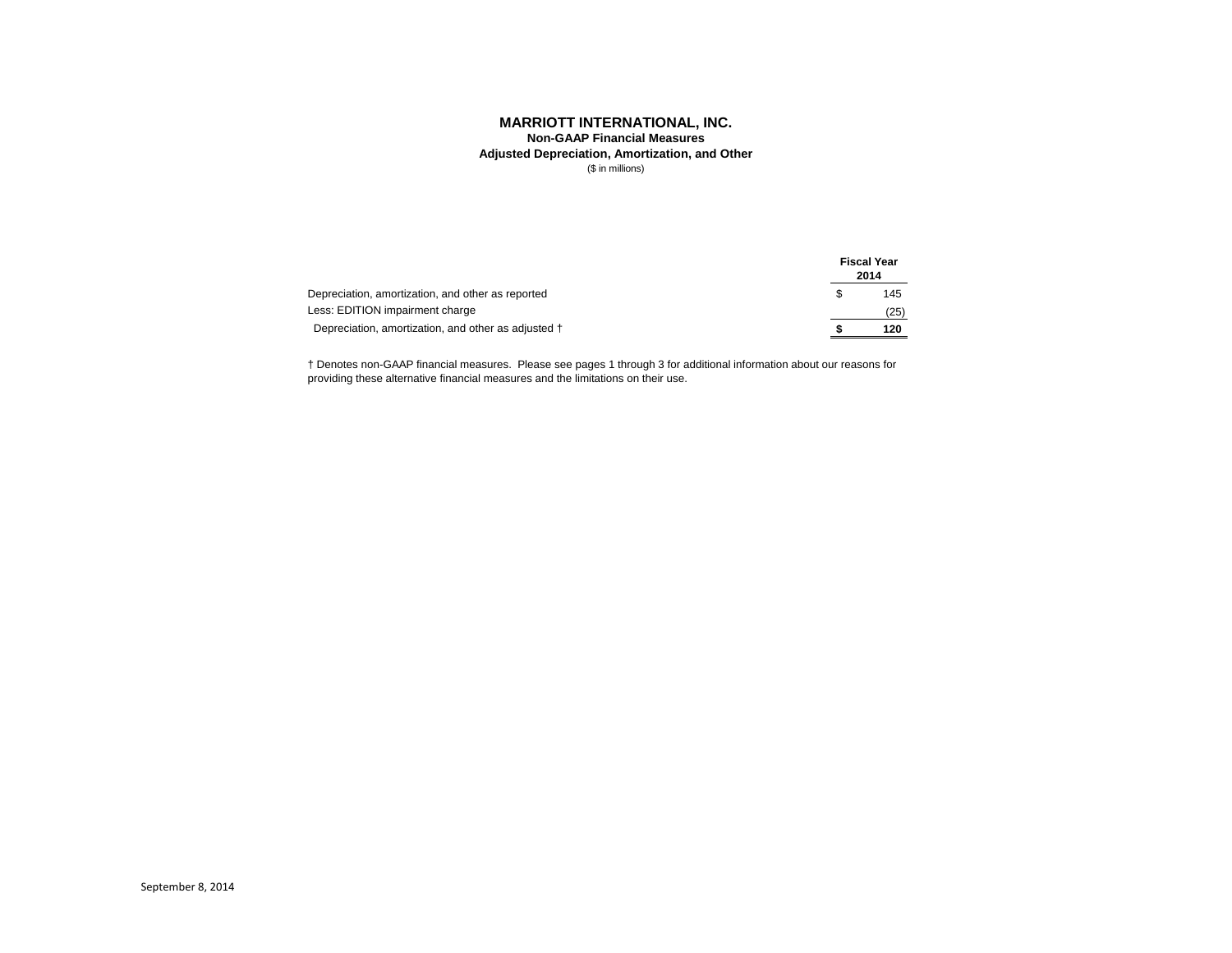# MARRIOTT INTERNATIONAL, INC.

## Non-GAAP Financial Measures

### Adjusted Depreciation, Amortization, and Other

($ in millions)

| | Fiscal Year 2014 |
|---|---|
| Depreciation, amortization, and other as reported | $ 145 |
| Less: EDITION impairment charge | (25) |
| Depreciation, amortization, and other as adjusted † | **$ 120** |

† Denotes non-GAAP financial measures. Please see pages 1 through 3 for additional information about our reasons for providing these alternative financial measures and the limitations on their use.

September 8, 2014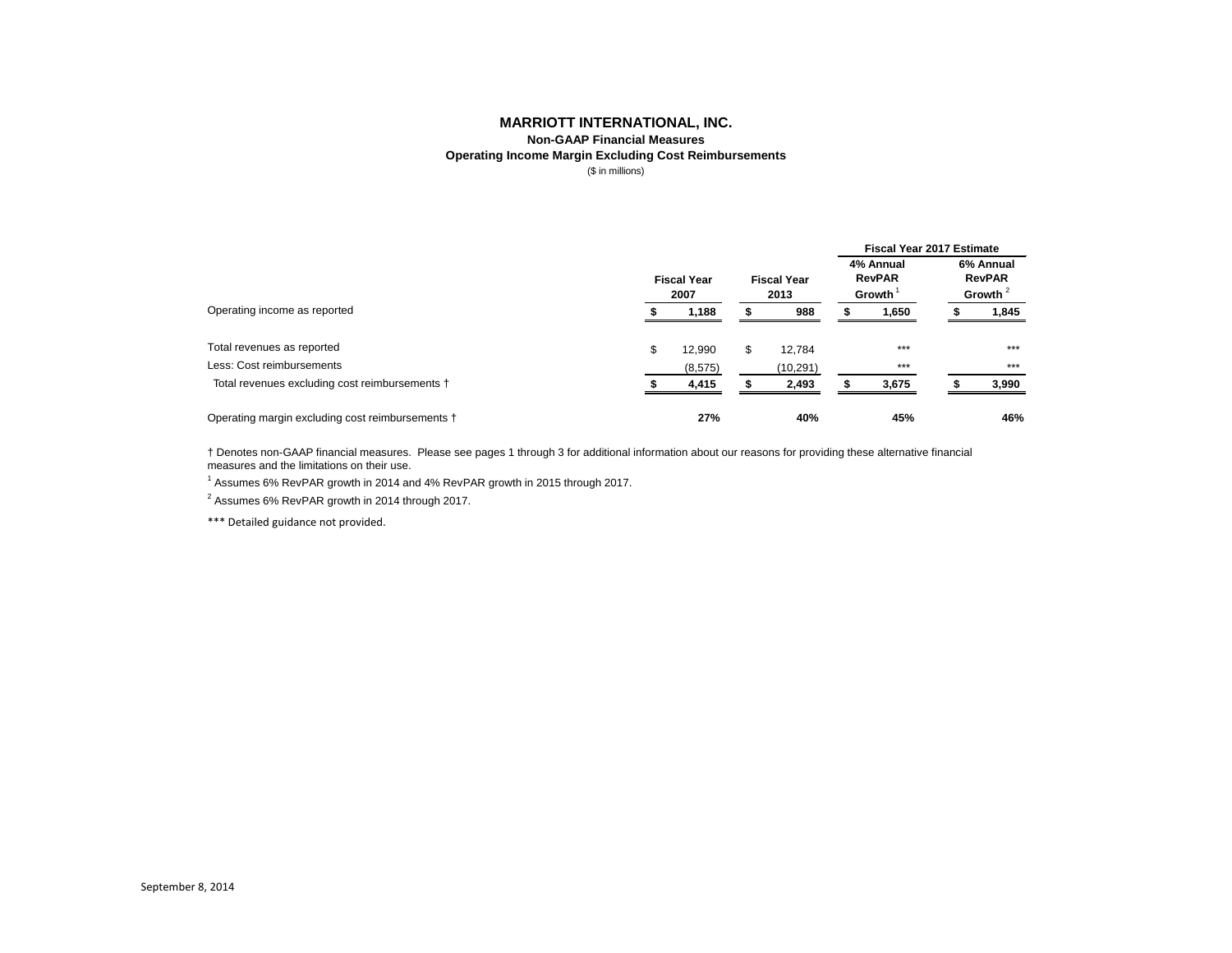# MARRIOTT INTERNATIONAL, INC.

### Non-GAAP Financial Measures

### Operating Income Margin Excluding Cost Reimbursements

($ in millions)

| | Fiscal Year 2007 | Fiscal Year 2013 | Fiscal Year 2017 Estimate: 4% Annual RevPAR Growth [1] | Fiscal Year 2017 Estimate: 6% Annual RevPAR Growth [2] |
|---|---|---|---|---|
| Operating income as reported | **$ 1,188** | **$ 988** | **$ 1,650** | **$ 1,845** |
| | | | | |
| Total revenues as reported | $ 12,990 | $ 12,784 | *** | *** |
| Less: Cost reimbursements | (8,575) | (10,291) | *** | *** |
| Total revenues excluding cost reimbursements † | **$ 4,415** | **$ 2,493** | **$ 3,675** | **$ 3,990** |
| | | | | |
| Operating margin excluding cost reimbursements † | **27%** | **40%** | **45%** | **46%** |

† Denotes non-GAAP financial measures. Please see pages 1 through 3 for additional information about our reasons for providing these alternative financial measures and the limitations on their use.

[1] Assumes 6% RevPAR growth in 2014 and 4% RevPAR growth in 2015 through 2017.

[2] Assumes 6% RevPAR growth in 2014 through 2017.

*** Detailed guidance not provided.

September 8, 2014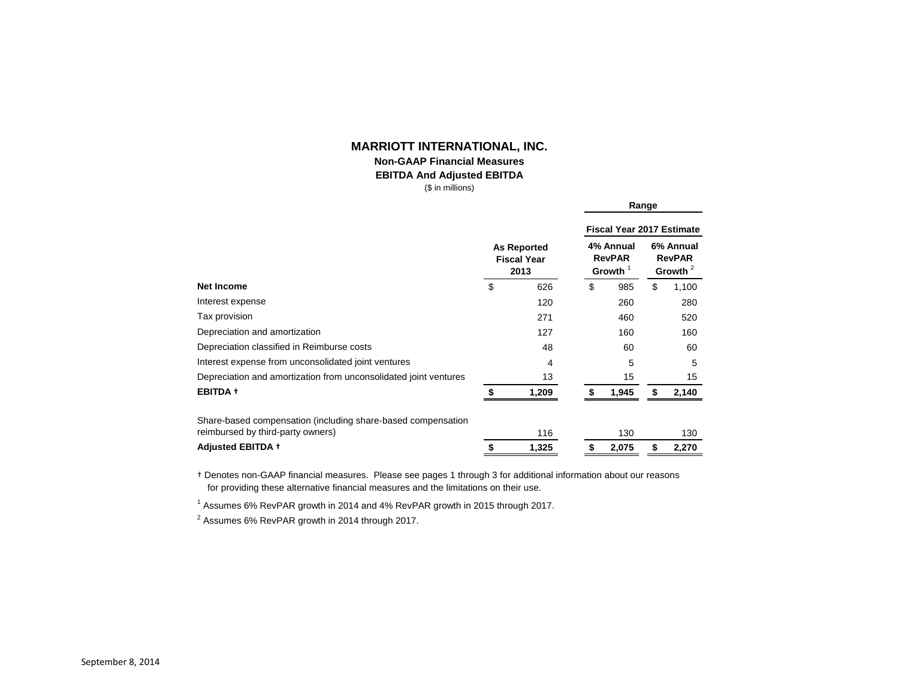# MARRIOTT INTERNATIONAL, INC.

**Non-GAAP Financial Measures**

**EBITDA And Adjusted EBITDA**

($ in millions)

| | As Reported Fiscal Year 2013 | Range — Fiscal Year 2017 Estimate: 4% Annual RevPAR Growth [1] | Range — Fiscal Year 2017 Estimate: 6% Annual RevPAR Growth [2] |
|---|---|---|---|
| **Net Income** | $ 626 | $ 985 | $ 1,100 |
| Interest expense | 120 | 260 | 280 |
| Tax provision | 271 | 460 | 520 |
| Depreciation and amortization | 127 | 160 | 160 |
| Depreciation classified in Reimburse costs | 48 | 60 | 60 |
| Interest expense from unconsolidated joint ventures | 4 | 5 | 5 |
| Depreciation and amortization from unconsolidated joint ventures | 13 | 15 | 15 |
| **EBITDA †** | **$ 1,209** | **$ 1,945** | **$ 2,140** |
| Share-based compensation (including share-based compensation reimbursed by third-party owners) | 116 | 130 | 130 |
| **Adjusted EBITDA †** | **$ 1,325** | **$ 2,075** | **$ 2,270** |

† Denotes non-GAAP financial measures. Please see pages 1 through 3 for additional information about our reasons for providing these alternative financial measures and the limitations on their use.

[1] Assumes 6% RevPAR growth in 2014 and 4% RevPAR growth in 2015 through 2017.

[2] Assumes 6% RevPAR growth in 2014 through 2017.

September 8, 2014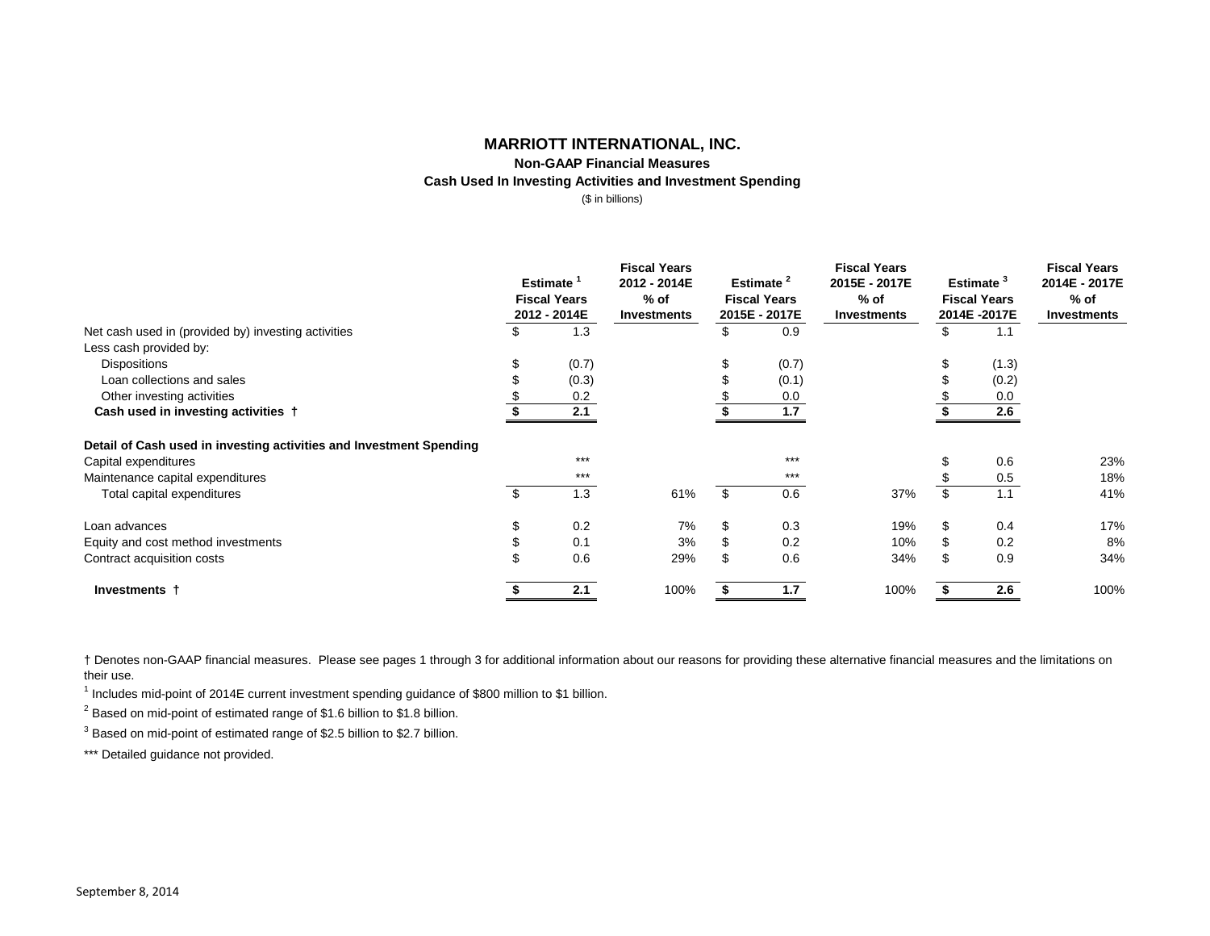# MARRIOTT INTERNATIONAL, INC.

### Non-GAAP Financial Measures

### Cash Used In Investing Activities and Investment Spending

($ in billions)

| | Estimate [1] Fiscal Years 2012 - 2014E | Fiscal Years 2012 - 2014E % of Investments | Estimate [2] Fiscal Years 2015E - 2017E | Fiscal Years 2015E - 2017E % of Investments | Estimate [3] Fiscal Years 2014E -2017E | Fiscal Years 2014E - 2017E % of Investments |
|---|---|---|---|---|---|---|
| Net cash used in (provided by) investing activities | $ 1.3 | | $ 0.9 | | $ 1.1 | |
| Less cash provided by: | | | | | | |
| Dispositions | $ (0.7) | | $ (0.7) | | $ (1.3) | |
| Loan collections and sales | $ (0.3) | | $ (0.1) | | $ (0.2) | |
| Other investing activities | $ 0.2 | | $ 0.0 | | $ 0.0 | |
| **Cash used in investing activities †** | **$ 2.1** | | **$ 1.7** | | **$ 2.6** | |
| **Detail of Cash used in investing activities and Investment Spending** | | | | | | |
| Capital expenditures | *** | | *** | | $ 0.6 | 23% |
| Maintenance capital expenditures | *** | | *** | | $ 0.5 | 18% |
| Total capital expenditures | $ 1.3 | 61% | $ 0.6 | 37% | $ 1.1 | 41% |
| Loan advances | $ 0.2 | 7% | $ 0.3 | 19% | $ 0.4 | 17% |
| Equity and cost method investments | $ 0.1 | 3% | $ 0.2 | 10% | $ 0.2 | 8% |
| Contract acquisition costs | $ 0.6 | 29% | $ 0.6 | 34% | $ 0.9 | 34% |
| **Investments †** | **$ 2.1** | 100% | **$ 1.7** | 100% | **$ 2.6** | 100% |

† Denotes non-GAAP financial measures. Please see pages 1 through 3 for additional information about our reasons for providing these alternative financial measures and the limitations on their use.

[1] Includes mid-point of 2014E current investment spending guidance of $800 million to $1 billion.

[2] Based on mid-point of estimated range of $1.6 billion to $1.8 billion.

[3] Based on mid-point of estimated range of $2.5 billion to $2.7 billion.

*** Detailed guidance not provided.

September 8, 2014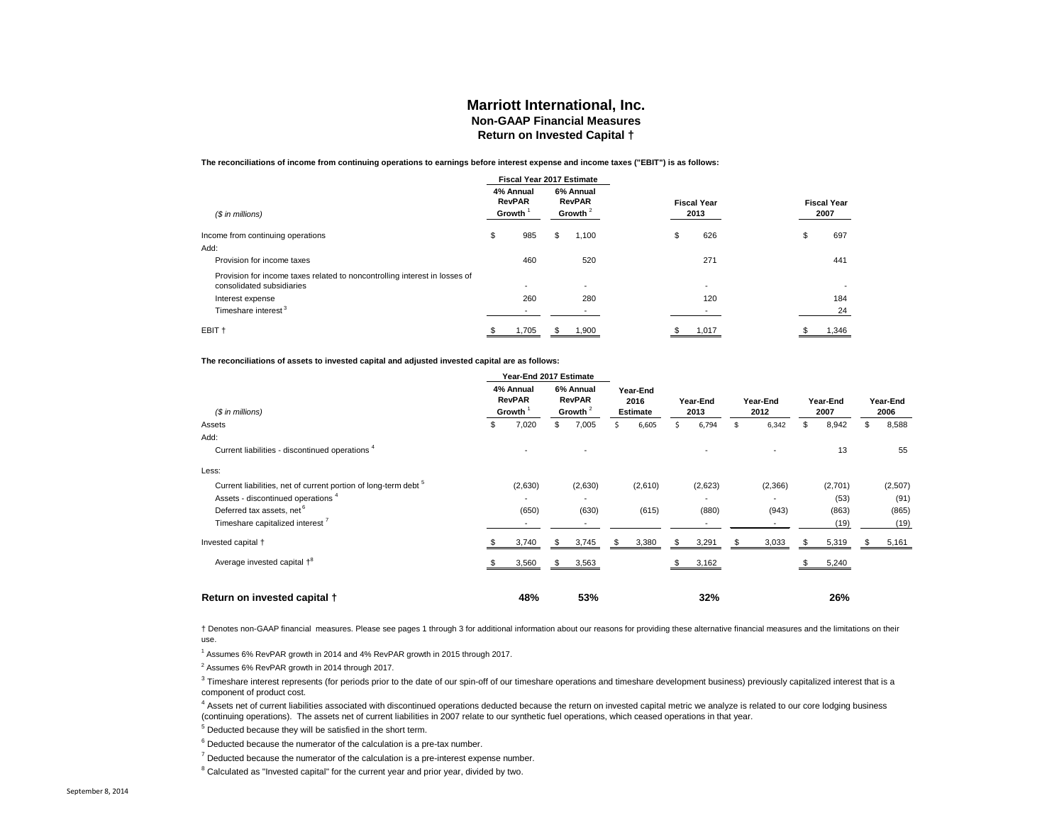# Marriott International, Inc.

## Non-GAAP Financial Measures

## Return on Invested Capital †

**The reconciliations of income from continuing operations to earnings before interest expense and income taxes ("EBIT") is as follows:**

| ($ in millions) | Fiscal Year 2017 Estimate | | | |
|---|---|---|---|---|
| | 4% Annual RevPAR Growth [1] | 6% Annual RevPAR Growth [2] | Fiscal Year 2013 | Fiscal Year 2007 |
| Income from continuing operations | $ 985 | $ 1,100 | $ 626 | $ 697 |
| Add: | | | | |
| Provision for income taxes | 460 | 520 | 271 | 441 |
| Provision for income taxes related to noncontrolling interest in losses of consolidated subsidiaries | - | - | - | - |
| Interest expense | 260 | 280 | 120 | 184 |
| Timeshare interest [3] | - | - | - | 24 |
| EBIT † | $ 1,705 | $ 1,900 | $ 1,017 | $ 1,346 |

**The reconciliations of assets to invested capital and adjusted invested capital are as follows:**

| ($ in millions) | Year-End 2017 Estimate | | | | | | |
|---|---|---|---|---|---|---|---|
| | 4% Annual RevPAR Growth [1] | 6% Annual RevPAR Growth [2] | Year-End 2016 Estimate | Year-End 2013 | Year-End 2012 | Year-End 2007 | Year-End 2006 |
| Assets | $ 7,020 | $ 7,005 | $ 6,605 | $ 6,794 | $ 6,342 | $ 8,942 | $ 8,588 |
| Add: | | | | | | | |
| Current liabilities - discontinued operations [4] | - | - | | - | - | 13 | 55 |
| Less: | | | | | | | |
| Current liabilities, net of current portion of long-term debt [5] | (2,630) | (2,630) | (2,610) | (2,623) | (2,366) | (2,701) | (2,507) |
| Assets - discontinued operations [4] | - | - | | - | - | (53) | (91) |
| Deferred tax assets, net [6] | (650) | (630) | (615) | (880) | (943) | (863) | (865) |
| Timeshare capitalized interest [7] | - | - | | - | - | (19) | (19) |
| Invested capital † | $ 3,740 | $ 3,745 | $ 3,380 | $ 3,291 | $ 3,033 | $ 5,319 | $ 5,161 |
| Average invested capital † [8] | $ 3,560 | $ 3,563 | | $ 3,162 | | $ 5,240 | |
| **Return on invested capital †** | **48%** | **53%** | | **32%** | | **26%** | |

† Denotes non-GAAP financial measures. Please see pages 1 through 3 for additional information about our reasons for providing these alternative financial measures and the limitations on their use.

[1] Assumes 6% RevPAR growth in 2014 and 4% RevPAR growth in 2015 through 2017.

[2] Assumes 6% RevPAR growth in 2014 through 2017.

[3] Timeshare interest represents (for periods prior to the date of our spin-off of our timeshare operations and timeshare development business) previously capitalized interest that is a component of product cost.

[4] Assets net of current liabilities associated with discontinued operations deducted because the return on invested capital metric we analyze is related to our core lodging business (continuing operations). The assets net of current liabilities in 2007 relate to our synthetic fuel operations, which ceased operations in that year.

[5] Deducted because they will be satisfied in the short term.

[6] Deducted because the numerator of the calculation is a pre-tax number.

[7] Deducted because the numerator of the calculation is a pre-interest expense number.

[8] Calculated as "Invested capital" for the current year and prior year, divided by two.

September 8, 2014